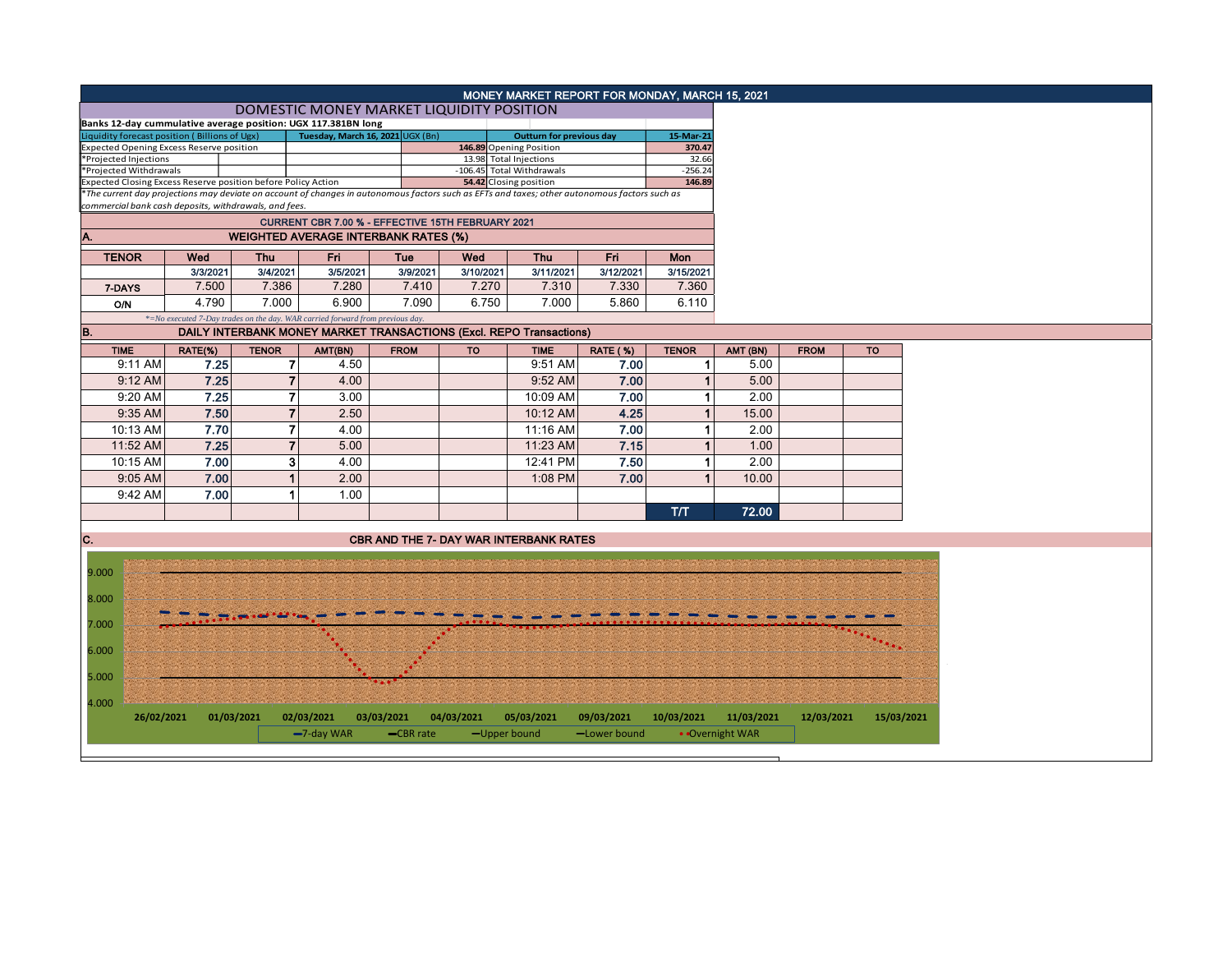# MONEY MARKET REPORT FOR MONDAY, MARCH 15, 2021

## DOMESTIC MONEY MARKET LIQUIDITY POSITION

**Banks 12-day cummulative average position: UGX 117.381BN long**

| Liquidity forecast position ( Billions of Ugx) | Tuesday, March 16, 2021 UGX (Bn) | Outturn for previous day | 15-Mar-21 |
|---|---|---|---|
| Expected Opening Excess Reserve position | 146.89 | Opening Position | 370.47 |
| *Projected Injections | 13.98 | Total Injections | 32.66 |
| *Projected Withdrawals | -106.45 | Total Withdrawals | -256.24 |
| Expected Closing Excess Reserve position before Policy Action | 54.42 | Closing position | 146.89 |

*The current day projections may deviate on account of changes in autonomous factors such as EFTs and taxes; other autonomous factors such as commercial bank cash deposits, withdrawals, and fees.

CURRENT CBR 7.00 % - EFFECTIVE 15TH FEBRUARY 2021

## A. WEIGHTED AVERAGE INTERBANK RATES (%)

| TENOR | Wed | Thu | Fri | Tue | Wed | Thu | Fri | Mon |
|---|---|---|---|---|---|---|---|---|
| | 3/3/2021 | 3/4/2021 | 3/5/2021 | 3/9/2021 | 3/10/2021 | 3/11/2021 | 3/12/2021 | 3/15/2021 |
| 7-DAYS | 7.500 | 7.386 | 7.280 | 7.410 | 7.270 | 7.310 | 7.330 | 7.360 |
| O/N | 4.790 | 7.000 | 6.900 | 7.090 | 6.750 | 7.000 | 5.860 | 6.110 |

*=No executed 7-Day trades on the day. WAR carried forward from previous day.

## B. DAILY INTERBANK MONEY MARKET TRANSACTIONS (Excl. REPO Transactions)

| TIME | RATE(%) | TENOR | AMT(BN) | FROM | TO | TIME | RATE ( %) | TENOR | AMT (BN) | FROM | TO |
|---|---|---|---|---|---|---|---|---|---|---|---|
| 9:11 AM | 7.25 | 7 | 4.50 | | | 9:51 AM | 7.00 | 1 | 5.00 | | |
| 9:12 AM | 7.25 | 7 | 4.00 | | | 9:52 AM | 7.00 | 1 | 5.00 | | |
| 9:20 AM | 7.25 | 7 | 3.00 | | | 10:09 AM | 7.00 | 1 | 2.00 | | |
| 9:35 AM | 7.50 | 7 | 2.50 | | | 10:12 AM | 4.25 | 1 | 15.00 | | |
| 10:13 AM | 7.70 | 7 | 4.00 | | | 11:16 AM | 7.00 | 1 | 2.00 | | |
| 11:52 AM | 7.25 | 7 | 5.00 | | | 11:23 AM | 7.15 | 1 | 1.00 | | |
| 10:15 AM | 7.00 | 3 | 4.00 | | | 12:41 PM | 7.50 | 1 | 2.00 | | |
| 9:05 AM | 7.00 | 1 | 2.00 | | | 1:08 PM | 7.00 | 1 | 10.00 | | |
| 9:42 AM | 7.00 | 1 | 1.00 | | | | | | | | |
| | | | | | | | | T/T | 72.00 | | |

## C. CBR AND THE 7- DAY WAR INTERBANK RATES

Legend: 7-day WAR, CBR rate, Upper bound, Lower bound, Overnight WAR

X-axis: 26/02/2021, 01/03/2021, 02/03/2021, 03/03/2021, 04/03/2021, 05/03/2021, 09/03/2021, 10/03/2021, 11/03/2021, 12/03/2021, 15/03/2021

Y-axis: 4.000, 5.000, 6.000, 7.000, 8.000, 9.000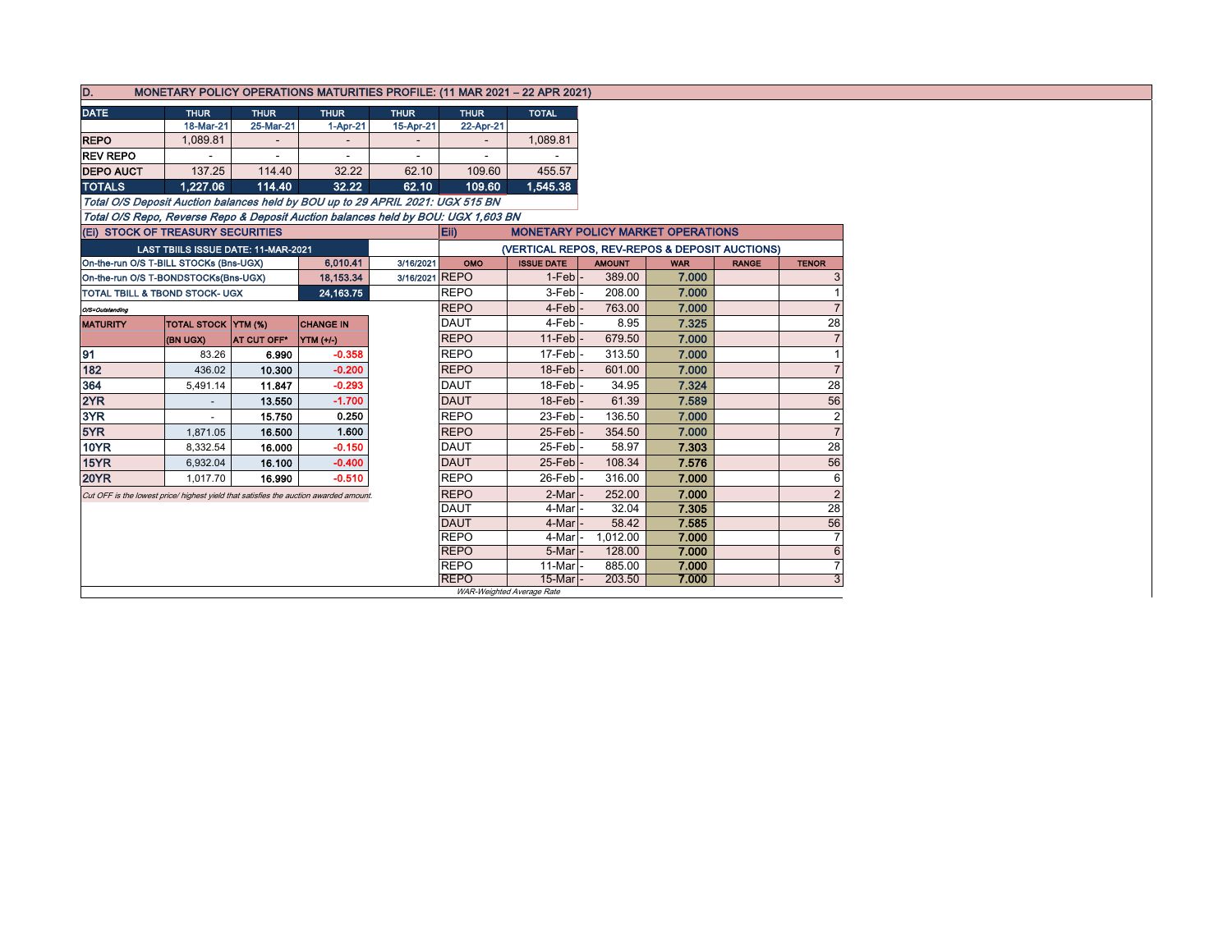## D. MONETARY POLICY OPERATIONS MATURITIES PROFILE: (11 MAR 2021 – 22 APR 2021)

| DATE | THUR | THUR | THUR | THUR | THUR | TOTAL |
|---|---|---|---|---|---|---|
| | 18-Mar-21 | 25-Mar-21 | 1-Apr-21 | 15-Apr-21 | 22-Apr-21 | |
| REPO | 1,089.81 | - | - | - | - | 1,089.81 |
| REV REPO | - | - | - | - | - | - |
| DEPO AUCT | 137.25 | 114.40 | 32.22 | 62.10 | 109.60 | 455.57 |
| **TOTALS** | **1,227.06** | **114.40** | **32.22** | **62.10** | **109.60** | **1,545.38** |

*Total O/S Deposit Auction balances held by BOU up to 29 APRIL 2021: UGX 515 BN*

*Total O/S Repo, Reverse Repo & Deposit Auction balances held by BOU: UGX 1,603 BN*

### (Ei) STOCK OF TREASURY SECURITIES

| LAST TBIILS ISSUE DATE: 11-MAR-2021 | | |
|---|---|---|
| On-the-run O/S T-BILL STOCKs (Bns-UGX) | 6,010.41 | 3/16/2021 |
| On-the-run O/S T-BONDSTOCKs(Bns-UGX) | 18,153.34 | 3/16/2021 |
| TOTAL TBILL & TBOND STOCK- UGX | 24,163.75 | |

*O/S=Outstanding*

| MATURITY | TOTAL STOCK (BN UGX) | YTM (%) AT CUT OFF* | CHANGE IN YTM (+/-) |
|---|---|---|---|
| 91 | 83.26 | 6.990 | -0.358 |
| 182 | 436.02 | 10.300 | -0.200 |
| 364 | 5,491.14 | 11.847 | -0.293 |
| 2YR | - | 13.550 | -1.700 |
| 3YR | - | 15.750 | 0.250 |
| 5YR | 1,871.05 | 16.500 | 1.600 |
| 10YR | 8,332.54 | 16.000 | -0.150 |
| 15YR | 6,932.04 | 16.100 | -0.400 |
| 20YR | 1,017.70 | 16.990 | -0.510 |

*Cut OFF is the lowest price/ highest yield that satisfies the auction awarded amount.*

### Eii) MONETARY POLICY MARKET OPERATIONS

(VERTICAL REPOS, REV-REPOS & DEPOSIT AUCTIONS)

| OMO | ISSUE DATE | AMOUNT | WAR | RANGE | TENOR |
|---|---|---|---|---|---|
| REPO | 1-Feb | 389.00 | 7.000 | | 3 |
| REPO | 3-Feb | 208.00 | 7.000 | | 1 |
| REPO | 4-Feb | 763.00 | 7.000 | | 7 |
| DAUT | 4-Feb | 8.95 | 7.325 | | 28 |
| REPO | 11-Feb | 679.50 | 7.000 | | 7 |
| REPO | 17-Feb | 313.50 | 7.000 | | 1 |
| REPO | 18-Feb | 601.00 | 7.000 | | 7 |
| DAUT | 18-Feb | 34.95 | 7.324 | | 28 |
| DAUT | 18-Feb | 61.39 | 7.589 | | 56 |
| REPO | 23-Feb | 136.50 | 7.000 | | 2 |
| REPO | 25-Feb | 354.50 | 7.000 | | 7 |
| DAUT | 25-Feb | 58.97 | 7.303 | | 28 |
| DAUT | 25-Feb | 108.34 | 7.576 | | 56 |
| REPO | 26-Feb | 316.00 | 7.000 | | 6 |
| REPO | 2-Mar | 252.00 | 7.000 | | 2 |
| DAUT | 4-Mar | 32.04 | 7.305 | | 28 |
| DAUT | 4-Mar | 58.42 | 7.585 | | 56 |
| REPO | 4-Mar | 1,012.00 | 7.000 | | 7 |
| REPO | 5-Mar | 128.00 | 7.000 | | 6 |
| REPO | 11-Mar | 885.00 | 7.000 | | 7 |
| REPO | 15-Mar | 203.50 | 7.000 | | 3 |

*WAR-Weighted Average Rate*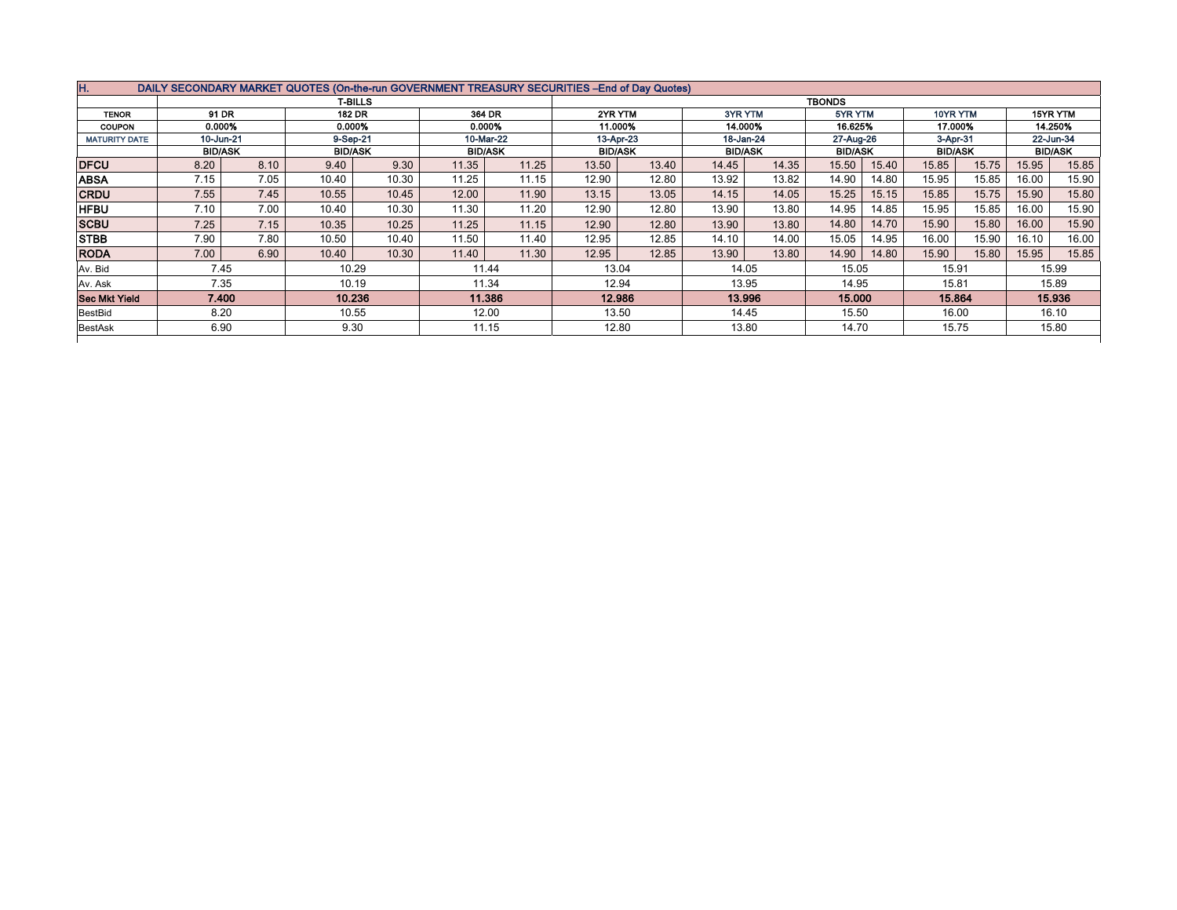| H. | DAILY SECONDARY MARKET QUOTES (On-the-run GOVERNMENT TREASURY SECURITIES –End of Day Quotes) | | | | | | | | | | | | | | | |
|---|---|---|---|---|---|---|---|---|---|---|---|---|---|---|---|---|
| | T-BILLS | | | | | | TBONDS | | | | | | | | | |
| TENOR | 91 DR | | 182 DR | | 364 DR | | 2YR YTM | | 3YR YTM | | 5YR YTM | | 10YR YTM | | 15YR YTM | |
| COUPON | 0.000% | | 0.000% | | 0.000% | | 11.000% | | 14.000% | | 16.625% | | 17.000% | | 14.250% | |
| MATURITY DATE | 10-Jun-21 | | 9-Sep-21 | | 10-Mar-22 | | 13-Apr-23 | | 18-Jan-24 | | 27-Aug-26 | | 3-Apr-31 | | 22-Jun-34 | |
| | BID/ASK | | BID/ASK | | BID/ASK | | BID/ASK | | BID/ASK | | BID/ASK | | BID/ASK | | BID/ASK | |
| DFCU | 8.20 | 8.10 | 9.40 | 9.30 | 11.35 | 11.25 | 13.50 | 13.40 | 14.45 | 14.35 | 15.50 | 15.40 | 15.85 | 15.75 | 15.95 | 15.85 |
| ABSA | 7.15 | 7.05 | 10.40 | 10.30 | 11.25 | 11.15 | 12.90 | 12.80 | 13.92 | 13.82 | 14.90 | 14.80 | 15.95 | 15.85 | 16.00 | 15.90 |
| CRDU | 7.55 | 7.45 | 10.55 | 10.45 | 12.00 | 11.90 | 13.15 | 13.05 | 14.15 | 14.05 | 15.25 | 15.15 | 15.85 | 15.75 | 15.90 | 15.80 |
| HFBU | 7.10 | 7.00 | 10.40 | 10.30 | 11.30 | 11.20 | 12.90 | 12.80 | 13.90 | 13.80 | 14.95 | 14.85 | 15.95 | 15.85 | 16.00 | 15.90 |
| SCBU | 7.25 | 7.15 | 10.35 | 10.25 | 11.25 | 11.15 | 12.90 | 12.80 | 13.90 | 13.80 | 14.80 | 14.70 | 15.90 | 15.80 | 16.00 | 15.90 |
| STBB | 7.90 | 7.80 | 10.50 | 10.40 | 11.50 | 11.40 | 12.95 | 12.85 | 14.10 | 14.00 | 15.05 | 14.95 | 16.00 | 15.90 | 16.10 | 16.00 |
| RODA | 7.00 | 6.90 | 10.40 | 10.30 | 11.40 | 11.30 | 12.95 | 12.85 | 13.90 | 13.80 | 14.90 | 14.80 | 15.90 | 15.80 | 15.95 | 15.85 |
| Av. Bid | 7.45 | | 10.29 | | 11.44 | | 13.04 | | 14.05 | | 15.05 | | 15.91 | | 15.99 | |
| Av. Ask | 7.35 | | 10.19 | | 11.34 | | 12.94 | | 13.95 | | 14.95 | | 15.81 | | 15.89 | |
| **Sec Mkt Yield** | **7.400** | | **10.236** | | **11.386** | | **12.986** | | **13.996** | | **15.000** | | **15.864** | | **15.936** | |
| BestBid | 8.20 | | 10.55 | | 12.00 | | 13.50 | | 14.45 | | 15.50 | | 16.00 | | 16.10 | |
| BestAsk | 6.90 | | 9.30 | | 11.15 | | 12.80 | | 13.80 | | 14.70 | | 15.75 | | 15.80 | |